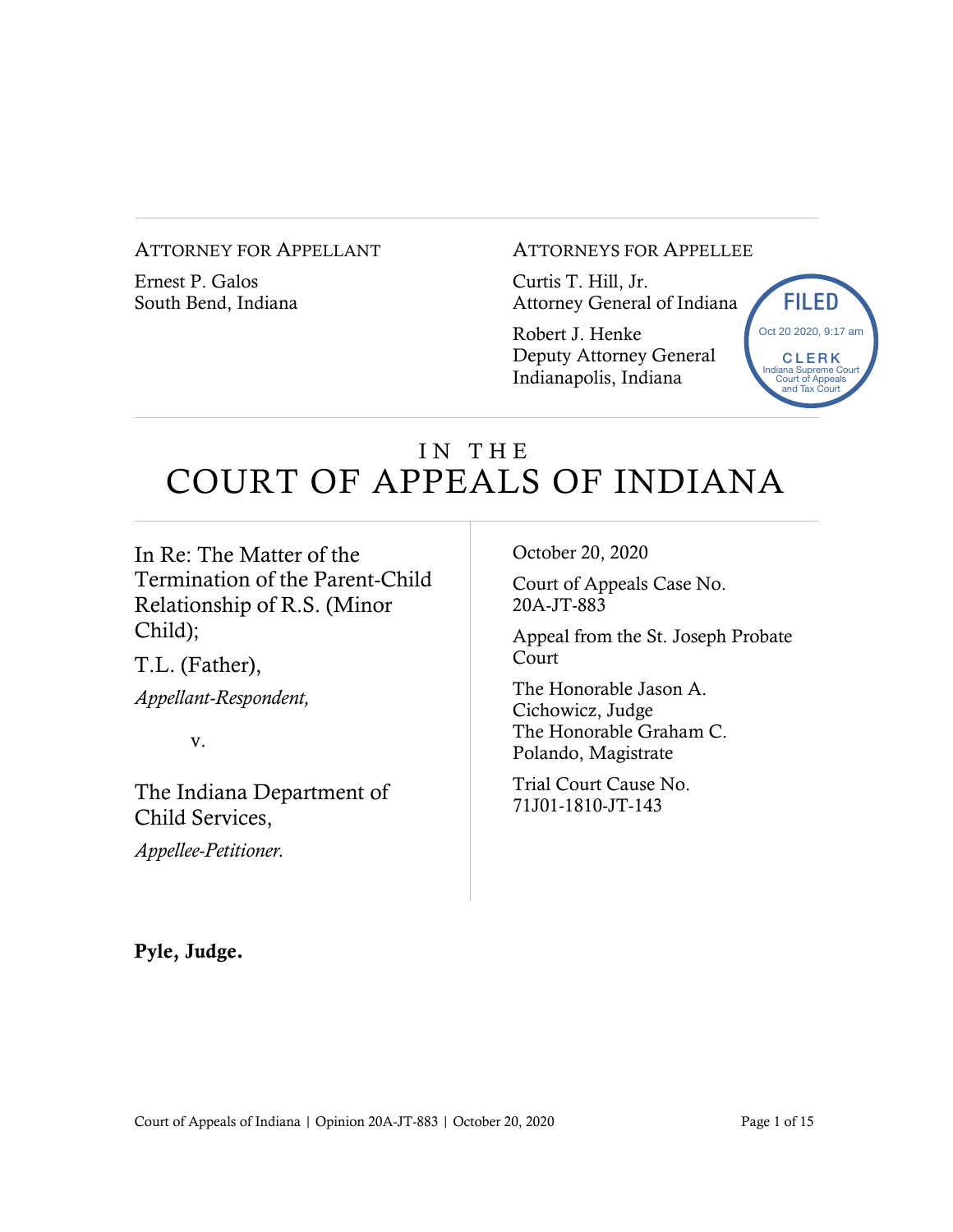ATTORNEY FOR APPELLANT

Ernest P. Galos
South Bend, Indiana

ATTORNEYS FOR APPELLEE

Curtis T. Hill, Jr.
Attorney General of Indiana

Robert J. Henke
Deputy Attorney General
Indianapolis, Indiana

FILED
Oct 20 2020, 9:17 am
CLERK
Indiana Supreme Court
Court of Appeals
and Tax Court

# IN THE COURT OF APPEALS OF INDIANA

In Re: The Matter of the Termination of the Parent-Child Relationship of R.S. (Minor Child);

T.L. (Father),

*Appellant-Respondent,*

v.

The Indiana Department of Child Services,

*Appellee-Petitioner.*

October 20, 2020

Court of Appeals Case No. 20A-JT-883

Appeal from the St. Joseph Probate Court

The Honorable Jason A. Cichowicz, Judge
The Honorable Graham C. Polando, Magistrate

Trial Court Cause No. 71J01-1810-JT-143

**Pyle, Judge.**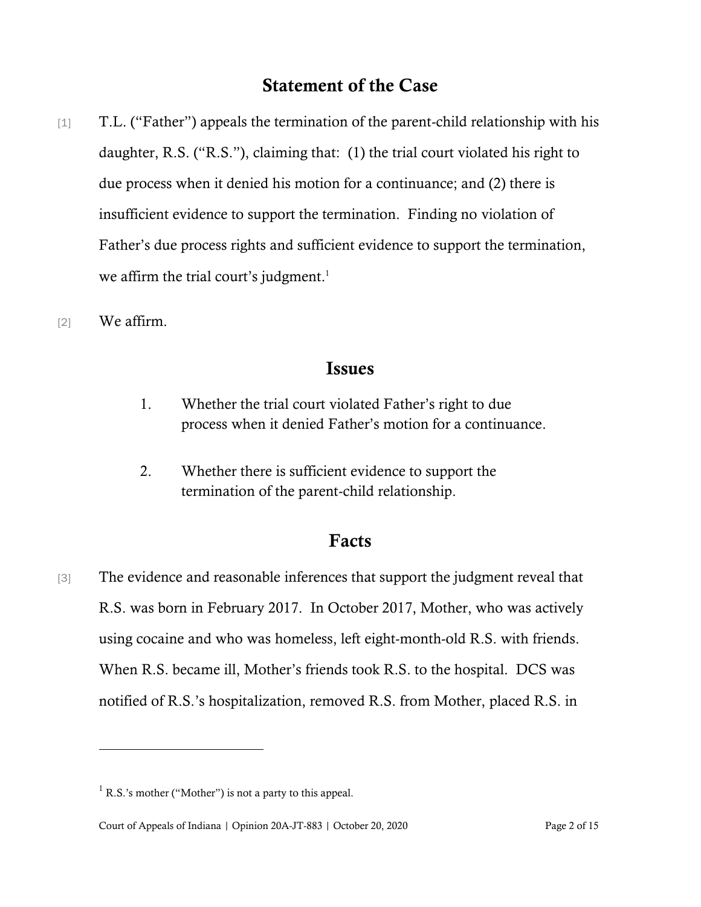## Statement of the Case

[1] T.L. ("Father") appeals the termination of the parent-child relationship with his daughter, R.S. ("R.S."), claiming that: (1) the trial court violated his right to due process when it denied his motion for a continuance; and (2) there is insufficient evidence to support the termination. Finding no violation of Father's due process rights and sufficient evidence to support the termination, we affirm the trial court's judgment.[1]

[2] We affirm.

## Issues

1. Whether the trial court violated Father's right to due process when it denied Father's motion for a continuance.

2. Whether there is sufficient evidence to support the termination of the parent-child relationship.

## Facts

[3] The evidence and reasonable inferences that support the judgment reveal that R.S. was born in February 2017. In October 2017, Mother, who was actively using cocaine and who was homeless, left eight-month-old R.S. with friends. When R.S. became ill, Mother's friends took R.S. to the hospital. DCS was notified of R.S.'s hospitalization, removed R.S. from Mother, placed R.S. in

---

[1] R.S.'s mother ("Mother") is not a party to this appeal.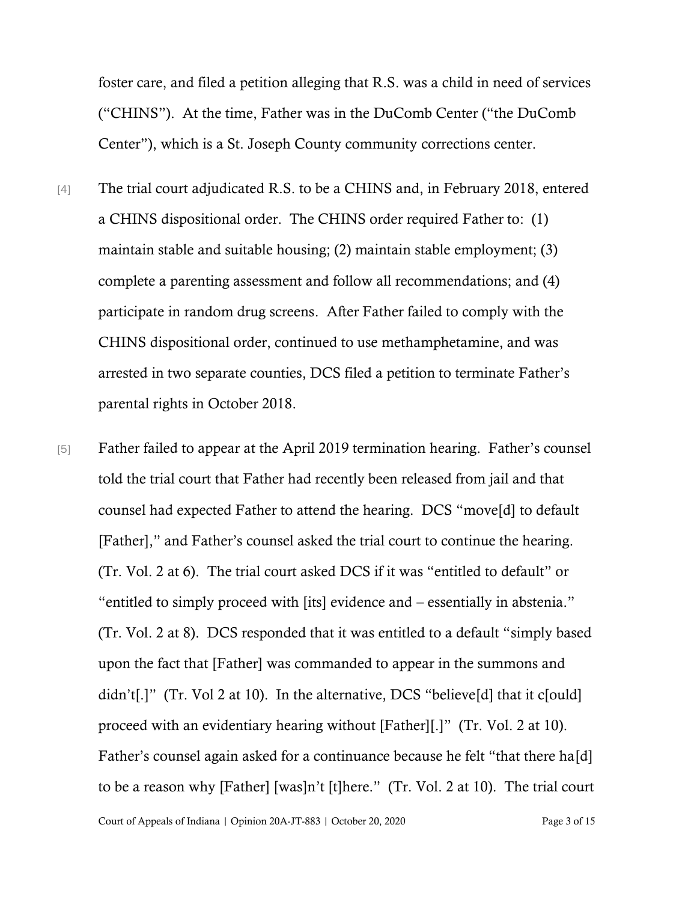foster care, and filed a petition alleging that R.S. was a child in need of services ("CHINS"). At the time, Father was in the DuComb Center ("the DuComb Center"), which is a St. Joseph County community corrections center.

[4] The trial court adjudicated R.S. to be a CHINS and, in February 2018, entered a CHINS dispositional order. The CHINS order required Father to: (1) maintain stable and suitable housing; (2) maintain stable employment; (3) complete a parenting assessment and follow all recommendations; and (4) participate in random drug screens. After Father failed to comply with the CHINS dispositional order, continued to use methamphetamine, and was arrested in two separate counties, DCS filed a petition to terminate Father's parental rights in October 2018.

[5] Father failed to appear at the April 2019 termination hearing. Father's counsel told the trial court that Father had recently been released from jail and that counsel had expected Father to attend the hearing. DCS "move[d] to default [Father]," and Father's counsel asked the trial court to continue the hearing. (Tr. Vol. 2 at 6). The trial court asked DCS if it was "entitled to default" or "entitled to simply proceed with [its] evidence and – essentially in abstenia." (Tr. Vol. 2 at 8). DCS responded that it was entitled to a default "simply based upon the fact that [Father] was commanded to appear in the summons and didn't[.]" (Tr. Vol 2 at 10). In the alternative, DCS "believe[d] that it c[ould] proceed with an evidentiary hearing without [Father][.]" (Tr. Vol. 2 at 10). Father's counsel again asked for a continuance because he felt "that there ha[d] to be a reason why [Father] [was]n't [t]here." (Tr. Vol. 2 at 10). The trial court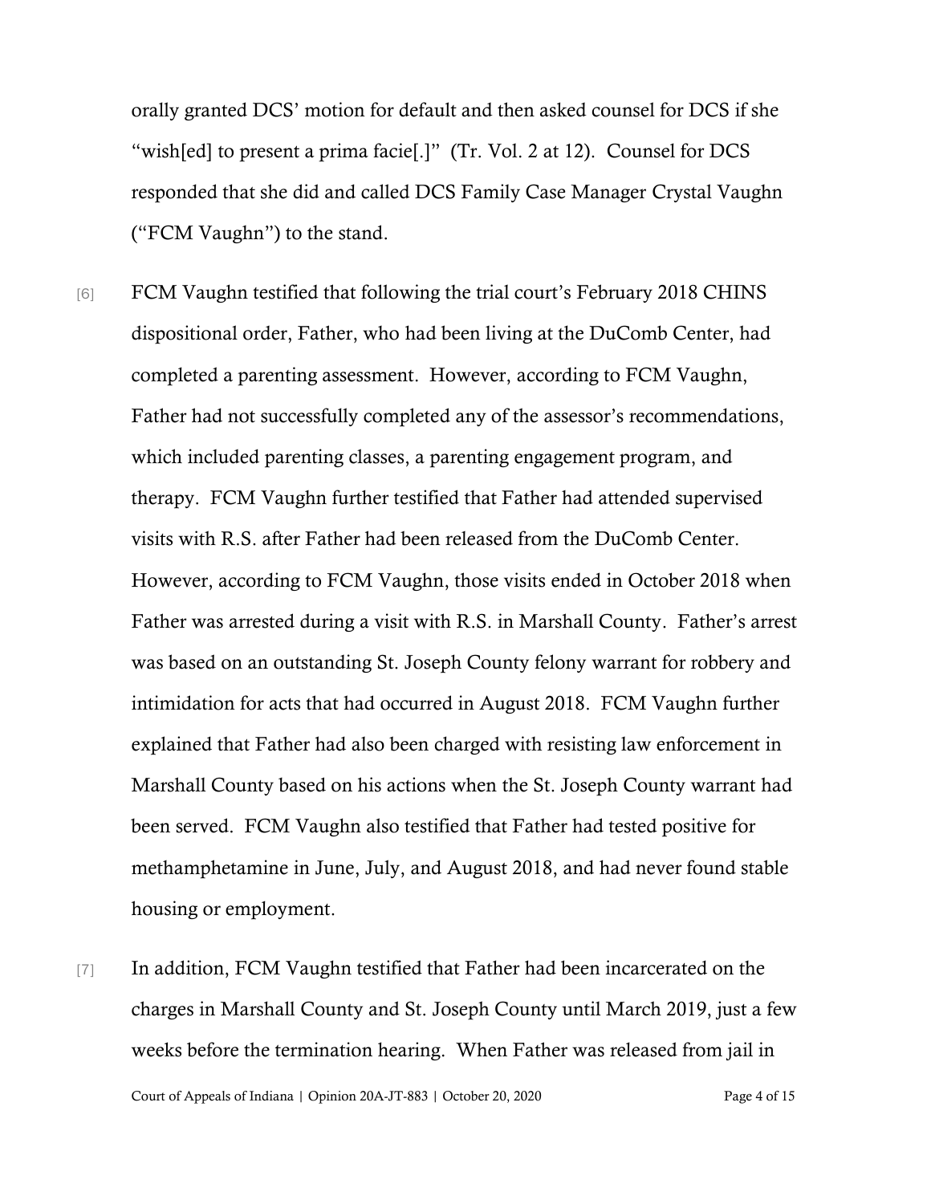orally granted DCS' motion for default and then asked counsel for DCS if she "wish[ed] to present a prima facie[.]" (Tr. Vol. 2 at 12). Counsel for DCS responded that she did and called DCS Family Case Manager Crystal Vaughn ("FCM Vaughn") to the stand.

[6] FCM Vaughn testified that following the trial court's February 2018 CHINS dispositional order, Father, who had been living at the DuComb Center, had completed a parenting assessment. However, according to FCM Vaughn, Father had not successfully completed any of the assessor's recommendations, which included parenting classes, a parenting engagement program, and therapy. FCM Vaughn further testified that Father had attended supervised visits with R.S. after Father had been released from the DuComb Center. However, according to FCM Vaughn, those visits ended in October 2018 when Father was arrested during a visit with R.S. in Marshall County. Father's arrest was based on an outstanding St. Joseph County felony warrant for robbery and intimidation for acts that had occurred in August 2018. FCM Vaughn further explained that Father had also been charged with resisting law enforcement in Marshall County based on his actions when the St. Joseph County warrant had been served. FCM Vaughn also testified that Father had tested positive for methamphetamine in June, July, and August 2018, and had never found stable housing or employment.

[7] In addition, FCM Vaughn testified that Father had been incarcerated on the charges in Marshall County and St. Joseph County until March 2019, just a few weeks before the termination hearing. When Father was released from jail in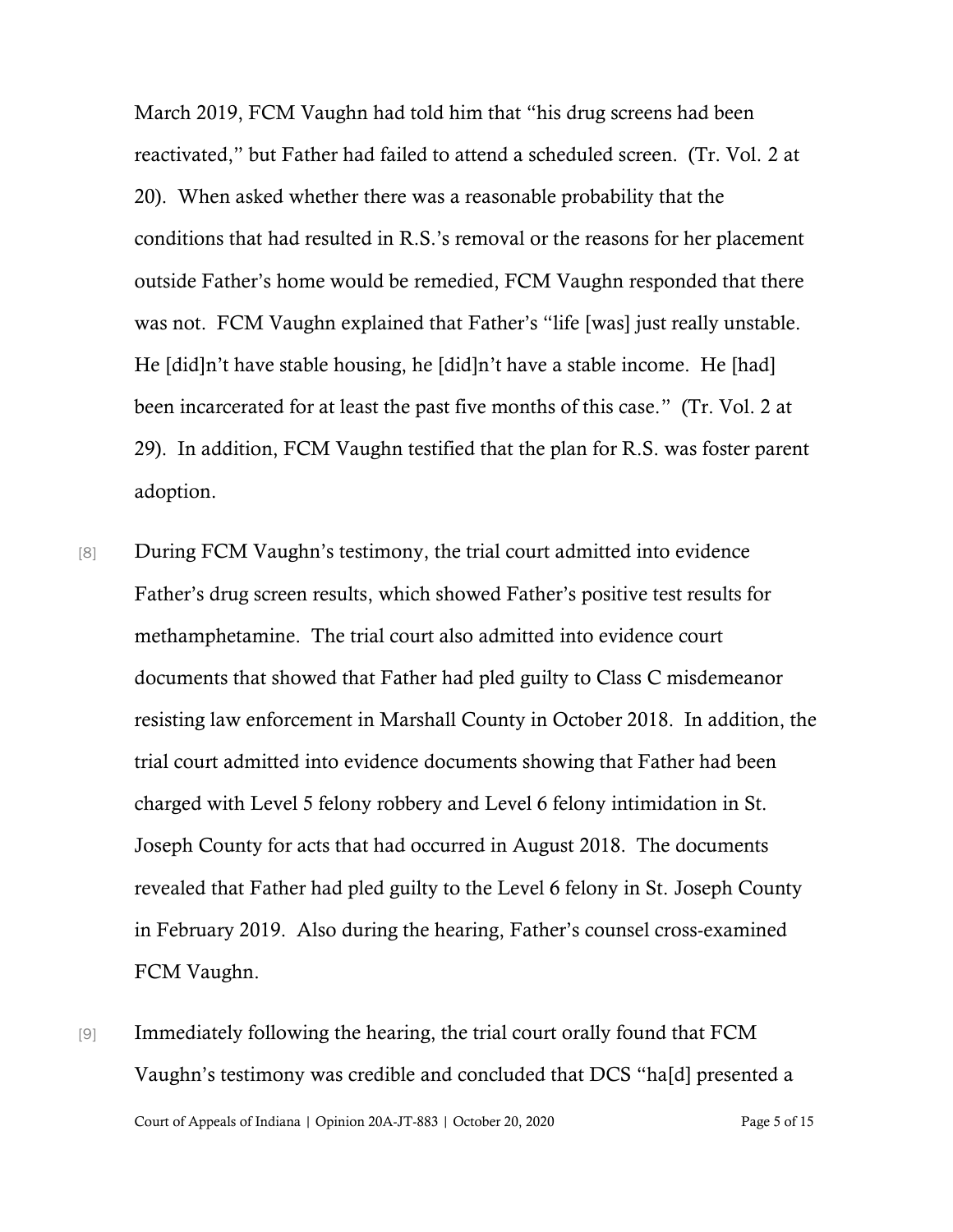March 2019, FCM Vaughn had told him that "his drug screens had been reactivated," but Father had failed to attend a scheduled screen. (Tr. Vol. 2 at 20). When asked whether there was a reasonable probability that the conditions that had resulted in R.S.'s removal or the reasons for her placement outside Father's home would be remedied, FCM Vaughn responded that there was not. FCM Vaughn explained that Father's "life [was] just really unstable. He [did]n't have stable housing, he [did]n't have a stable income. He [had] been incarcerated for at least the past five months of this case." (Tr. Vol. 2 at 29). In addition, FCM Vaughn testified that the plan for R.S. was foster parent adoption.

[8] During FCM Vaughn's testimony, the trial court admitted into evidence Father's drug screen results, which showed Father's positive test results for methamphetamine. The trial court also admitted into evidence court documents that showed that Father had pled guilty to Class C misdemeanor resisting law enforcement in Marshall County in October 2018. In addition, the trial court admitted into evidence documents showing that Father had been charged with Level 5 felony robbery and Level 6 felony intimidation in St. Joseph County for acts that had occurred in August 2018. The documents revealed that Father had pled guilty to the Level 6 felony in St. Joseph County in February 2019. Also during the hearing, Father's counsel cross-examined FCM Vaughn.

[9] Immediately following the hearing, the trial court orally found that FCM Vaughn's testimony was credible and concluded that DCS "ha[d] presented a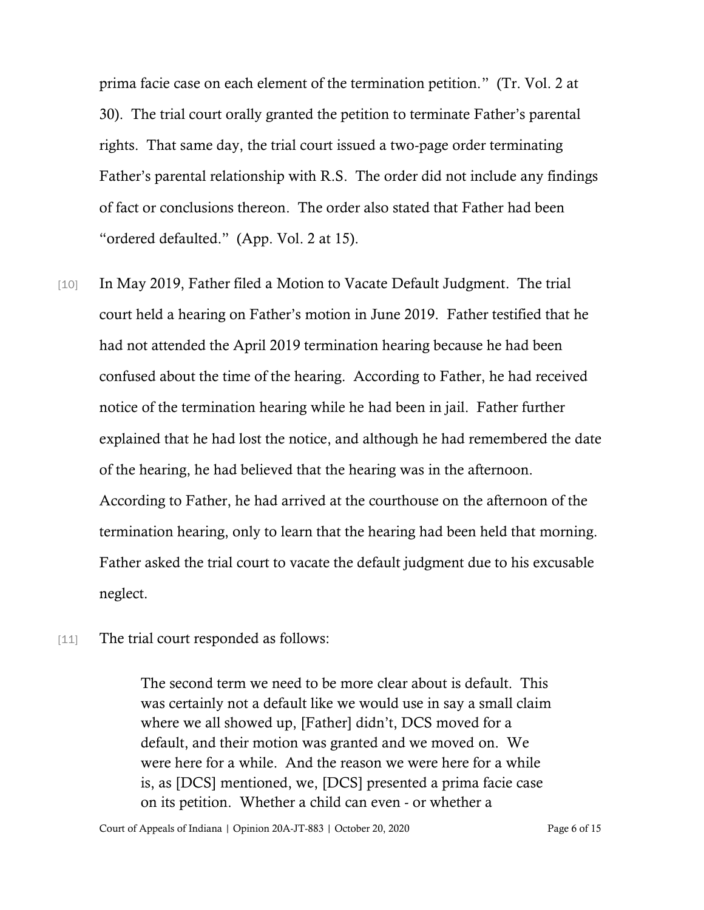prima facie case on each element of the termination petition." (Tr. Vol. 2 at 30). The trial court orally granted the petition to terminate Father's parental rights. That same day, the trial court issued a two-page order terminating Father's parental relationship with R.S. The order did not include any findings of fact or conclusions thereon. The order also stated that Father had been "ordered defaulted." (App. Vol. 2 at 15).

[10] In May 2019, Father filed a Motion to Vacate Default Judgment. The trial court held a hearing on Father's motion in June 2019. Father testified that he had not attended the April 2019 termination hearing because he had been confused about the time of the hearing. According to Father, he had received notice of the termination hearing while he had been in jail. Father further explained that he had lost the notice, and although he had remembered the date of the hearing, he had believed that the hearing was in the afternoon. According to Father, he had arrived at the courthouse on the afternoon of the termination hearing, only to learn that the hearing had been held that morning. Father asked the trial court to vacate the default judgment due to his excusable neglect.

[11] The trial court responded as follows:

> The second term we need to be more clear about is default. This was certainly not a default like we would use in say a small claim where we all showed up, [Father] didn't, DCS moved for a default, and their motion was granted and we moved on. We were here for a while. And the reason we were here for a while is, as [DCS] mentioned, we, [DCS] presented a prima facie case on its petition. Whether a child can even - or whether a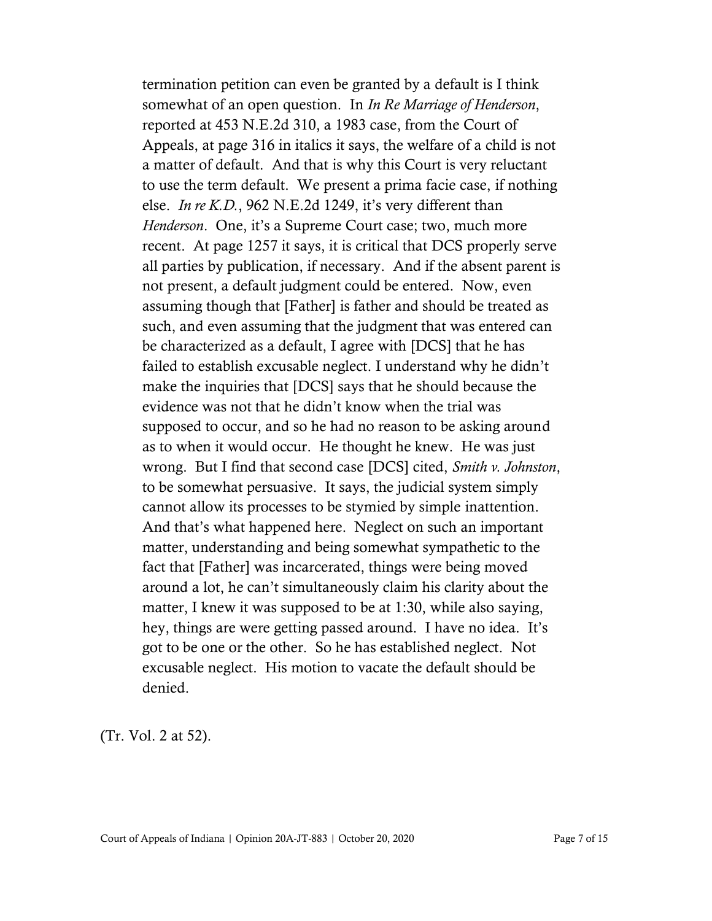> termination petition can even be granted by a default is I think somewhat of an open question. In *In Re Marriage of Henderson*, reported at 453 N.E.2d 310, a 1983 case, from the Court of Appeals, at page 316 in italics it says, the welfare of a child is not a matter of default. And that is why this Court is very reluctant to use the term default. We present a prima facie case, if nothing else. *In re K.D.*, 962 N.E.2d 1249, it's very different than *Henderson*. One, it's a Supreme Court case; two, much more recent. At page 1257 it says, it is critical that DCS properly serve all parties by publication, if necessary. And if the absent parent is not present, a default judgment could be entered. Now, even assuming though that [Father] is father and should be treated as such, and even assuming that the judgment that was entered can be characterized as a default, I agree with [DCS] that he has failed to establish excusable neglect. I understand why he didn't make the inquiries that [DCS] says that he should because the evidence was not that he didn't know when the trial was supposed to occur, and so he had no reason to be asking around as to when it would occur. He thought he knew. He was just wrong. But I find that second case [DCS] cited, *Smith v. Johnston*, to be somewhat persuasive. It says, the judicial system simply cannot allow its processes to be stymied by simple inattention. And that's what happened here. Neglect on such an important matter, understanding and being somewhat sympathetic to the fact that [Father] was incarcerated, things were being moved around a lot, he can't simultaneously claim his clarity about the matter, I knew it was supposed to be at 1:30, while also saying, hey, things are were getting passed around. I have no idea. It's got to be one or the other. So he has established neglect. Not excusable neglect. His motion to vacate the default should be denied.

(Tr. Vol. 2 at 52).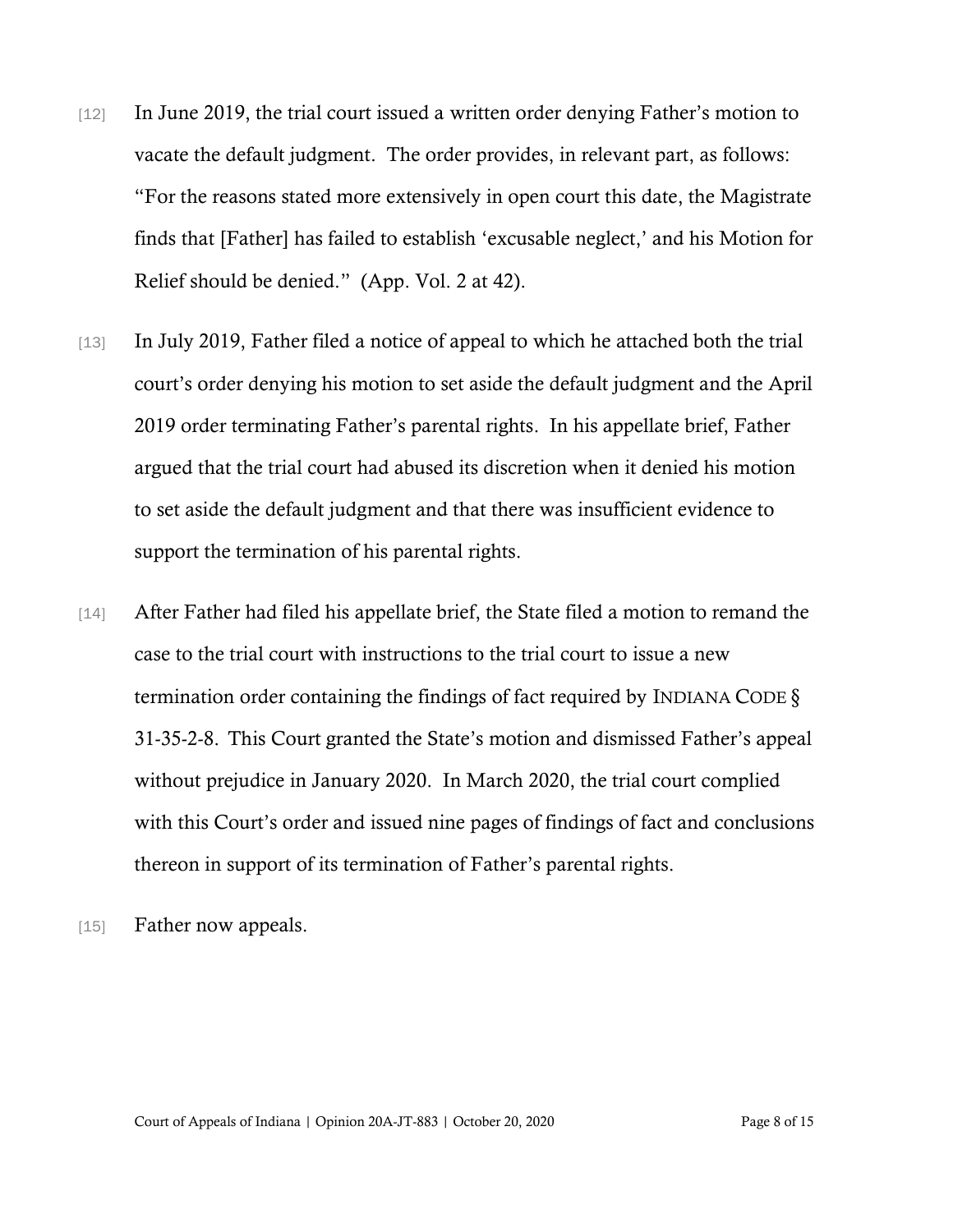[12] In June 2019, the trial court issued a written order denying Father's motion to vacate the default judgment. The order provides, in relevant part, as follows: "For the reasons stated more extensively in open court this date, the Magistrate finds that [Father] has failed to establish 'excusable neglect,' and his Motion for Relief should be denied." (App. Vol. 2 at 42).

[13] In July 2019, Father filed a notice of appeal to which he attached both the trial court's order denying his motion to set aside the default judgment and the April 2019 order terminating Father's parental rights. In his appellate brief, Father argued that the trial court had abused its discretion when it denied his motion to set aside the default judgment and that there was insufficient evidence to support the termination of his parental rights.

[14] After Father had filed his appellate brief, the State filed a motion to remand the case to the trial court with instructions to the trial court to issue a new termination order containing the findings of fact required by INDIANA CODE § 31-35-2-8. This Court granted the State's motion and dismissed Father's appeal without prejudice in January 2020. In March 2020, the trial court complied with this Court's order and issued nine pages of findings of fact and conclusions thereon in support of its termination of Father's parental rights.

[15] Father now appeals.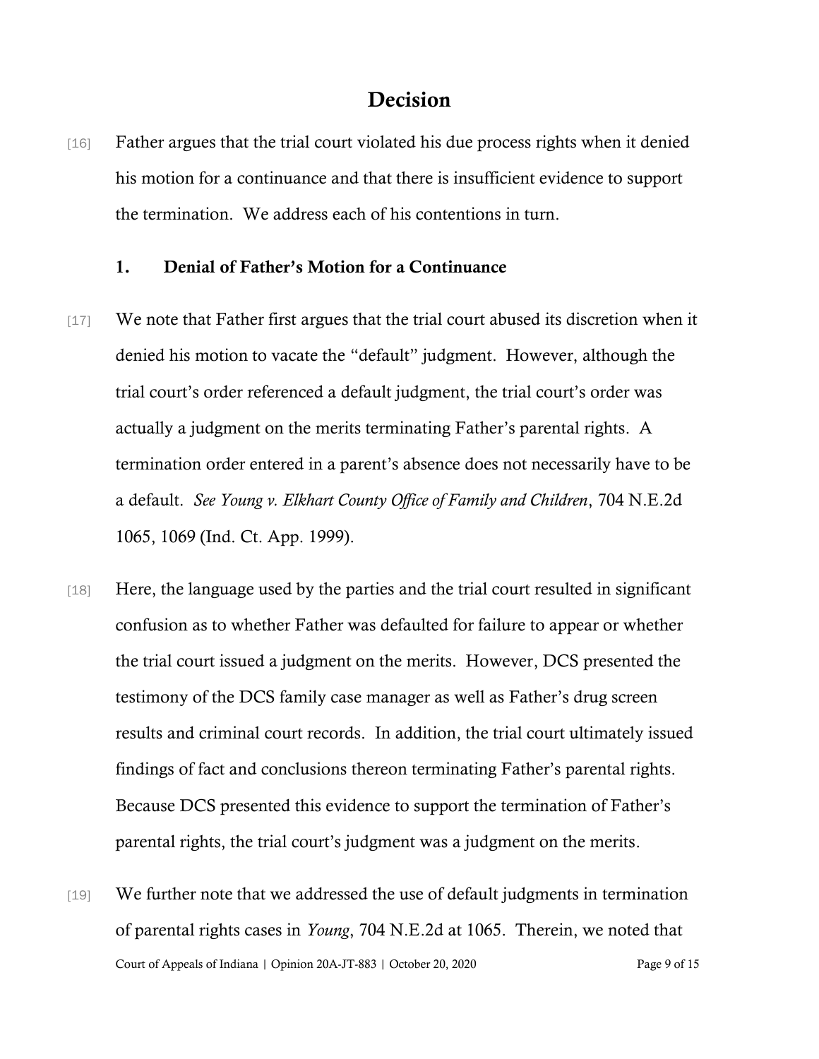# Decision

[16] Father argues that the trial court violated his due process rights when it denied his motion for a continuance and that there is insufficient evidence to support the termination. We address each of his contentions in turn.

## 1. Denial of Father's Motion for a Continuance

[17] We note that Father first argues that the trial court abused its discretion when it denied his motion to vacate the "default" judgment. However, although the trial court's order referenced a default judgment, the trial court's order was actually a judgment on the merits terminating Father's parental rights. A termination order entered in a parent's absence does not necessarily have to be a default. *See Young v. Elkhart County Office of Family and Children*, 704 N.E.2d 1065, 1069 (Ind. Ct. App. 1999).

[18] Here, the language used by the parties and the trial court resulted in significant confusion as to whether Father was defaulted for failure to appear or whether the trial court issued a judgment on the merits. However, DCS presented the testimony of the DCS family case manager as well as Father's drug screen results and criminal court records. In addition, the trial court ultimately issued findings of fact and conclusions thereon terminating Father's parental rights. Because DCS presented this evidence to support the termination of Father's parental rights, the trial court's judgment was a judgment on the merits.

[19] We further note that we addressed the use of default judgments in termination of parental rights cases in *Young*, 704 N.E.2d at 1065. Therein, we noted that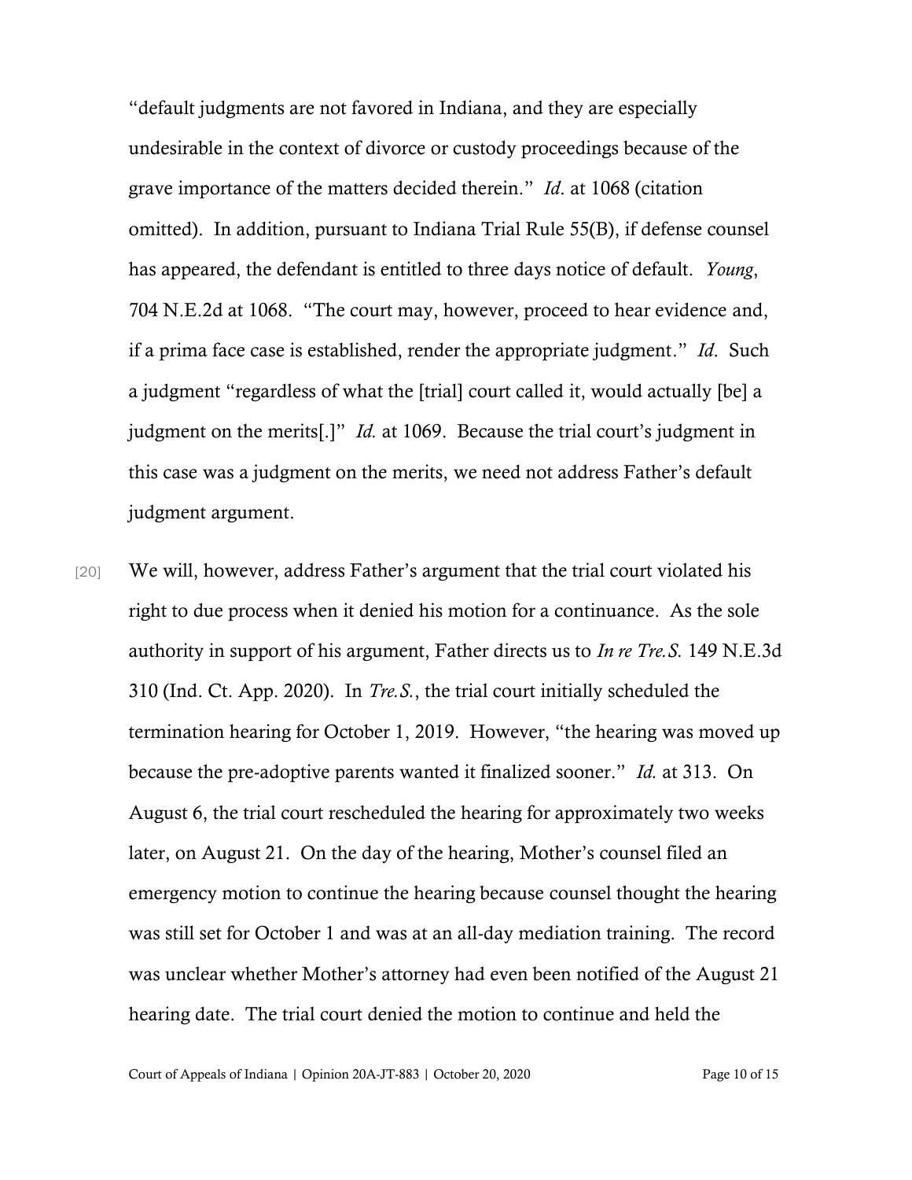"default judgments are not favored in Indiana, and they are especially undesirable in the context of divorce or custody proceedings because of the grave importance of the matters decided therein." *Id*. at 1068 (citation omitted). In addition, pursuant to Indiana Trial Rule 55(B), if defense counsel has appeared, the defendant is entitled to three days notice of default. *Young*, 704 N.E.2d at 1068. "The court may, however, proceed to hear evidence and, if a prima face case is established, render the appropriate judgment." *Id*. Such a judgment "regardless of what the [trial] court called it, would actually [be] a judgment on the merits[.]" *Id.* at 1069. Because the trial court's judgment in this case was a judgment on the merits, we need not address Father's default judgment argument.

[20] We will, however, address Father's argument that the trial court violated his right to due process when it denied his motion for a continuance. As the sole authority in support of his argument, Father directs us to *In re Tre.S.* 149 N.E.3d 310 (Ind. Ct. App. 2020). In *Tre.S.*, the trial court initially scheduled the termination hearing for October 1, 2019. However, "the hearing was moved up because the pre-adoptive parents wanted it finalized sooner." *Id.* at 313. On August 6, the trial court rescheduled the hearing for approximately two weeks later, on August 21. On the day of the hearing, Mother's counsel filed an emergency motion to continue the hearing because counsel thought the hearing was still set for October 1 and was at an all-day mediation training. The record was unclear whether Mother's attorney had even been notified of the August 21 hearing date. The trial court denied the motion to continue and held the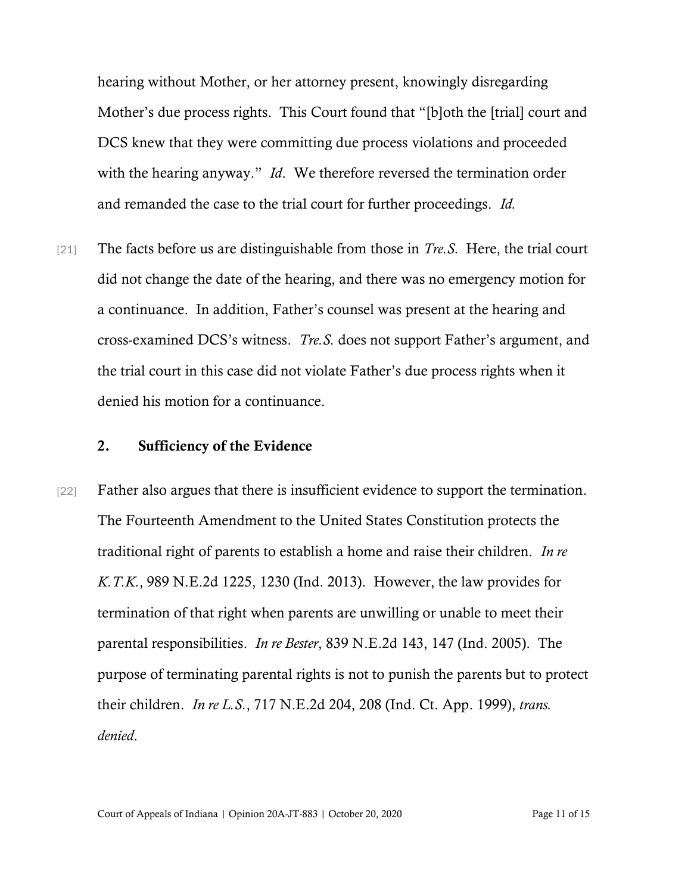hearing without Mother, or her attorney present, knowingly disregarding Mother's due process rights. This Court found that "[b]oth the [trial] court and DCS knew that they were committing due process violations and proceeded with the hearing anyway." *Id*. We therefore reversed the termination order and remanded the case to the trial court for further proceedings. *Id.*

[21] The facts before us are distinguishable from those in *Tre.S.* Here, the trial court did not change the date of the hearing, and there was no emergency motion for a continuance. In addition, Father's counsel was present at the hearing and cross-examined DCS's witness. *Tre.S.* does not support Father's argument, and the trial court in this case did not violate Father's due process rights when it denied his motion for a continuance.

### 2. Sufficiency of the Evidence

[22] Father also argues that there is insufficient evidence to support the termination. The Fourteenth Amendment to the United States Constitution protects the traditional right of parents to establish a home and raise their children. *In re K.T.K.*, 989 N.E.2d 1225, 1230 (Ind. 2013). However, the law provides for termination of that right when parents are unwilling or unable to meet their parental responsibilities. *In re Bester*, 839 N.E.2d 143, 147 (Ind. 2005). The purpose of terminating parental rights is not to punish the parents but to protect their children. *In re L.S.*, 717 N.E.2d 204, 208 (Ind. Ct. App. 1999), *trans. denied*.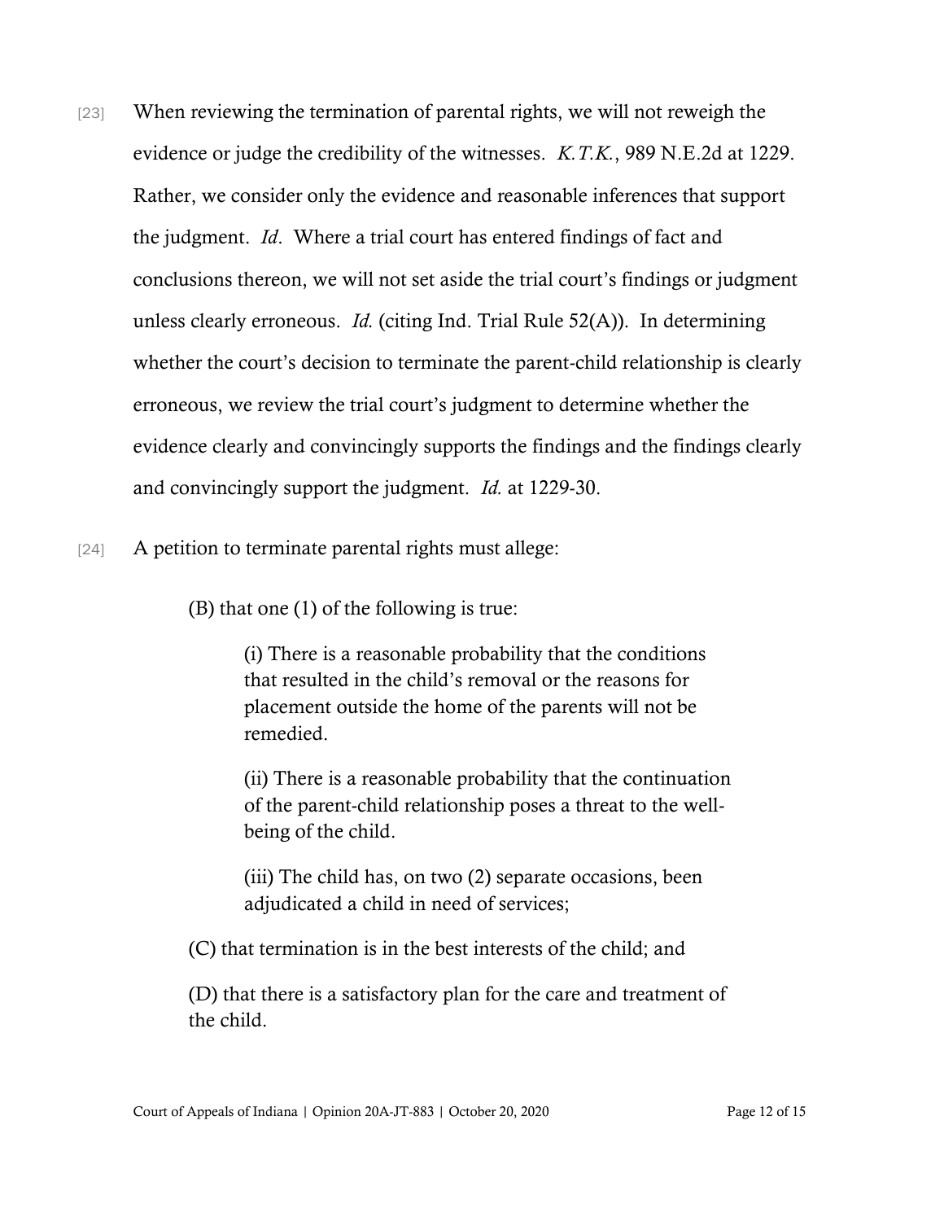[23] When reviewing the termination of parental rights, we will not reweigh the evidence or judge the credibility of the witnesses. *K.T.K.*, 989 N.E.2d at 1229. Rather, we consider only the evidence and reasonable inferences that support the judgment. *Id*. Where a trial court has entered findings of fact and conclusions thereon, we will not set aside the trial court's findings or judgment unless clearly erroneous. *Id.* (citing Ind. Trial Rule 52(A)). In determining whether the court's decision to terminate the parent-child relationship is clearly erroneous, we review the trial court's judgment to determine whether the evidence clearly and convincingly supports the findings and the findings clearly and convincingly support the judgment. *Id.* at 1229-30.

[24] A petition to terminate parental rights must allege:

> (B) that one (1) of the following is true:
>
> > (i) There is a reasonable probability that the conditions that resulted in the child's removal or the reasons for placement outside the home of the parents will not be remedied.
> >
> > (ii) There is a reasonable probability that the continuation of the parent-child relationship poses a threat to the well-being of the child.
> >
> > (iii) The child has, on two (2) separate occasions, been adjudicated a child in need of services;
>
> (C) that termination is in the best interests of the child; and
>
> (D) that there is a satisfactory plan for the care and treatment of the child.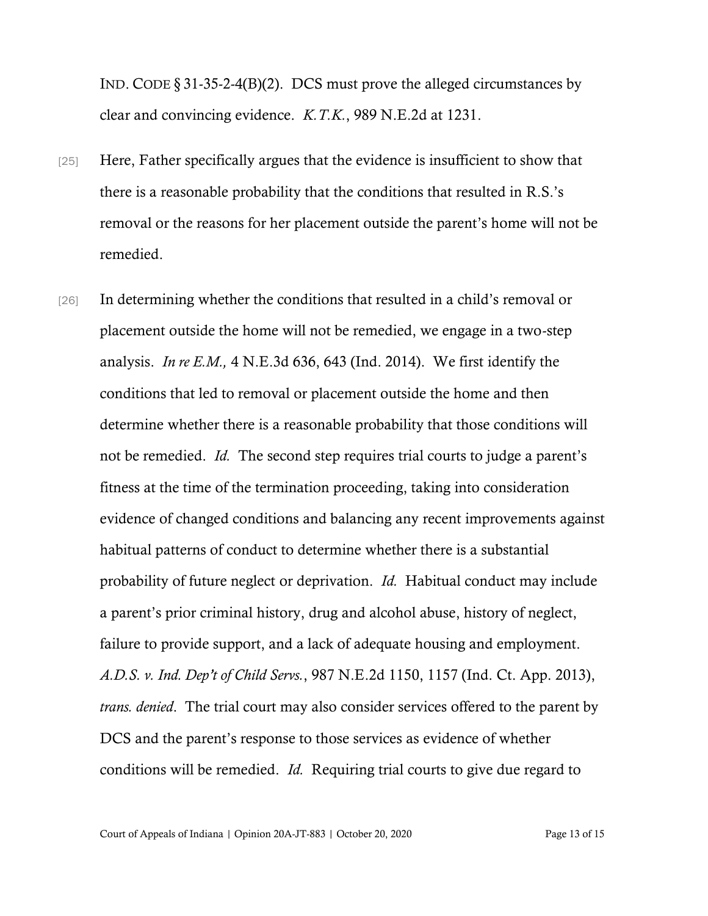IND. CODE § 31-35-2-4(B)(2). DCS must prove the alleged circumstances by clear and convincing evidence. *K.T.K.*, 989 N.E.2d at 1231.

[25] Here, Father specifically argues that the evidence is insufficient to show that there is a reasonable probability that the conditions that resulted in R.S.'s removal or the reasons for her placement outside the parent's home will not be remedied.

[26] In determining whether the conditions that resulted in a child's removal or placement outside the home will not be remedied, we engage in a two-step analysis. *In re E.M.,* 4 N.E.3d 636, 643 (Ind. 2014). We first identify the conditions that led to removal or placement outside the home and then determine whether there is a reasonable probability that those conditions will not be remedied. *Id.* The second step requires trial courts to judge a parent's fitness at the time of the termination proceeding, taking into consideration evidence of changed conditions and balancing any recent improvements against habitual patterns of conduct to determine whether there is a substantial probability of future neglect or deprivation. *Id.* Habitual conduct may include a parent's prior criminal history, drug and alcohol abuse, history of neglect, failure to provide support, and a lack of adequate housing and employment. *A.D.S. v. Ind. Dep't of Child Servs.*, 987 N.E.2d 1150, 1157 (Ind. Ct. App. 2013), *trans. denied*. The trial court may also consider services offered to the parent by DCS and the parent's response to those services as evidence of whether conditions will be remedied. *Id.* Requiring trial courts to give due regard to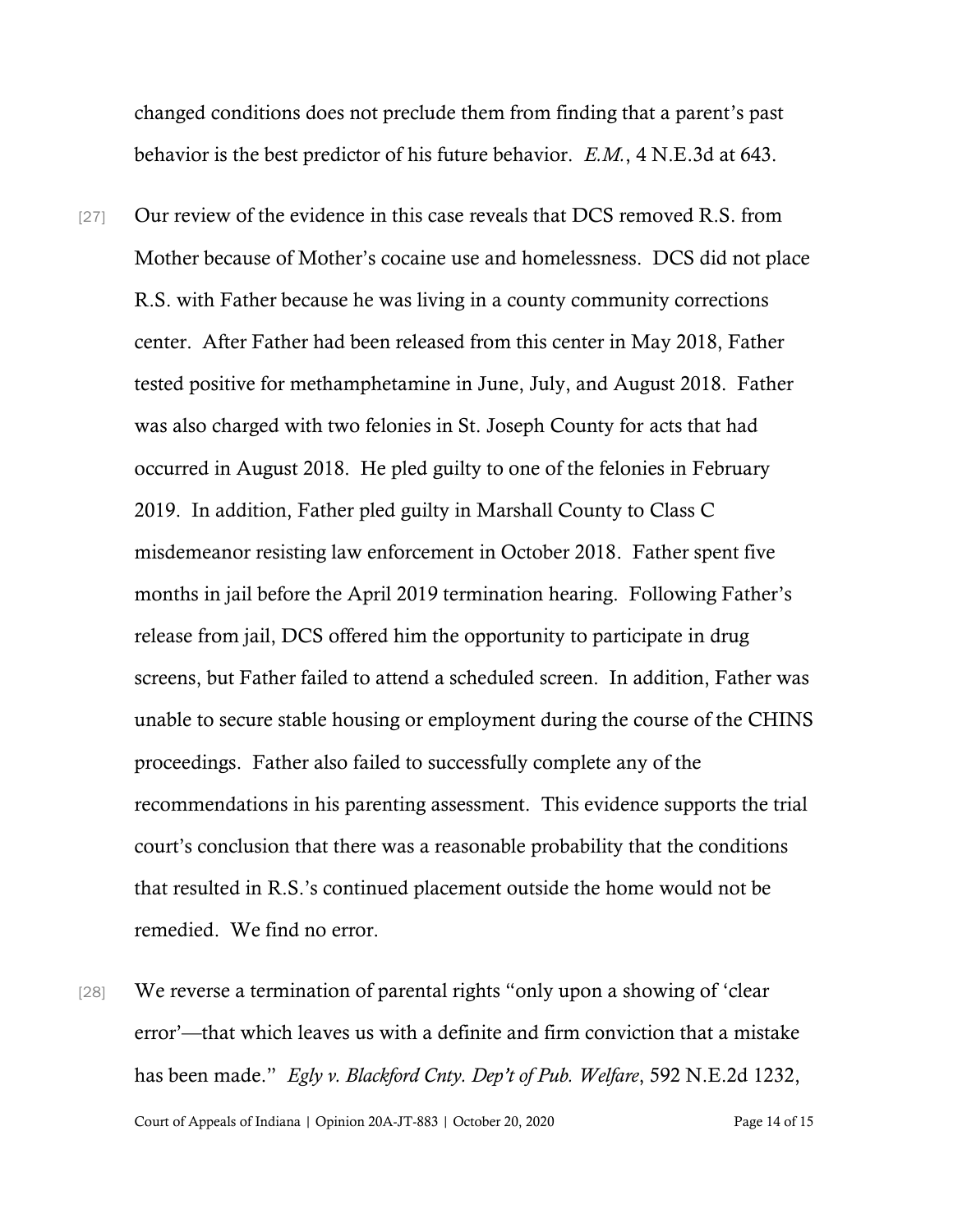changed conditions does not preclude them from finding that a parent's past behavior is the best predictor of his future behavior. *E.M.*, 4 N.E.3d at 643.

[27] Our review of the evidence in this case reveals that DCS removed R.S. from Mother because of Mother's cocaine use and homelessness. DCS did not place R.S. with Father because he was living in a county community corrections center. After Father had been released from this center in May 2018, Father tested positive for methamphetamine in June, July, and August 2018. Father was also charged with two felonies in St. Joseph County for acts that had occurred in August 2018. He pled guilty to one of the felonies in February 2019. In addition, Father pled guilty in Marshall County to Class C misdemeanor resisting law enforcement in October 2018. Father spent five months in jail before the April 2019 termination hearing. Following Father's release from jail, DCS offered him the opportunity to participate in drug screens, but Father failed to attend a scheduled screen. In addition, Father was unable to secure stable housing or employment during the course of the CHINS proceedings. Father also failed to successfully complete any of the recommendations in his parenting assessment. This evidence supports the trial court's conclusion that there was a reasonable probability that the conditions that resulted in R.S.'s continued placement outside the home would not be remedied. We find no error.

[28] We reverse a termination of parental rights "only upon a showing of 'clear error'—that which leaves us with a definite and firm conviction that a mistake has been made." *Egly v. Blackford Cnty. Dep't of Pub. Welfare*, 592 N.E.2d 1232,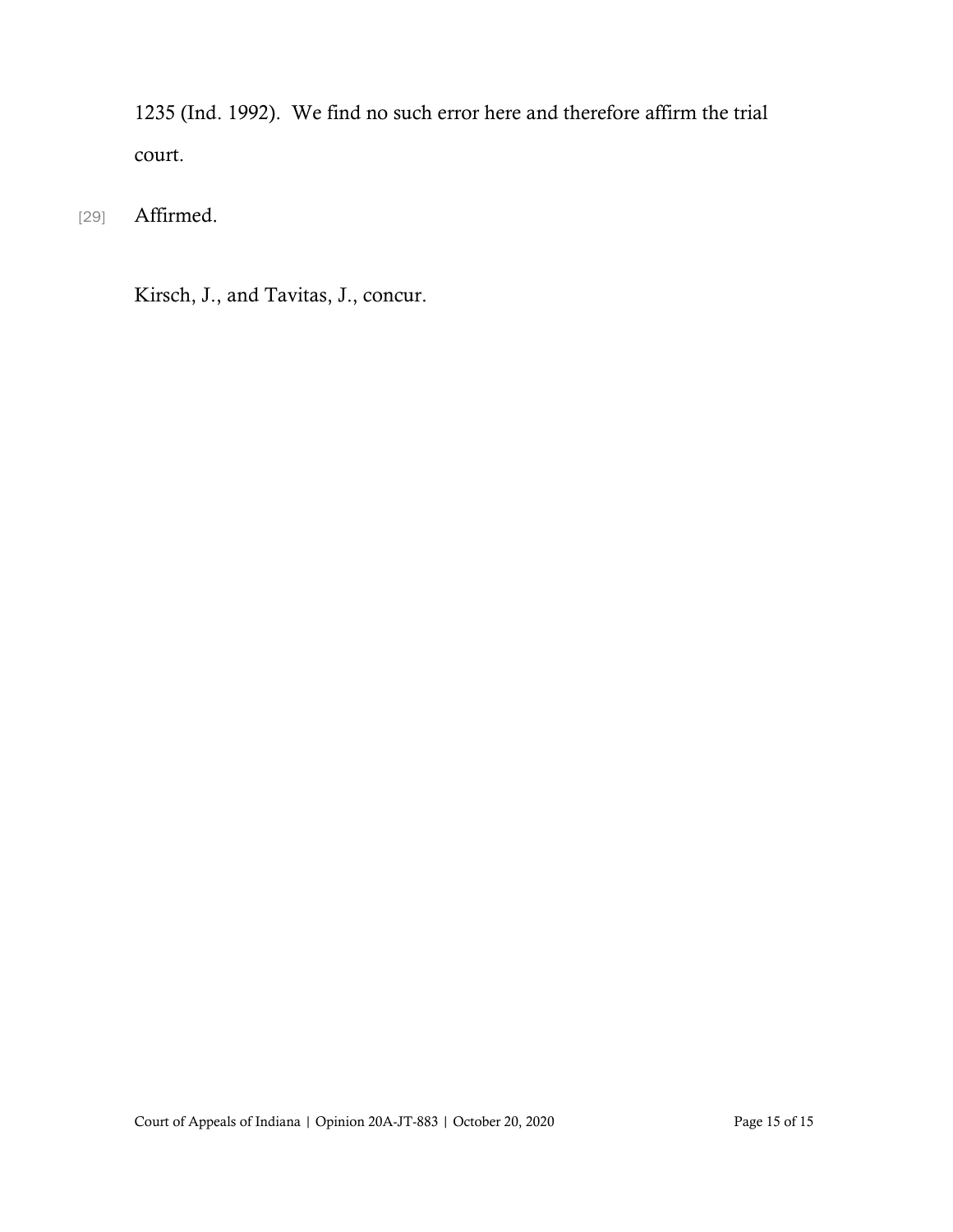1235 (Ind. 1992). We find no such error here and therefore affirm the trial court.

[29] Affirmed.

Kirsch, J., and Tavitas, J., concur.